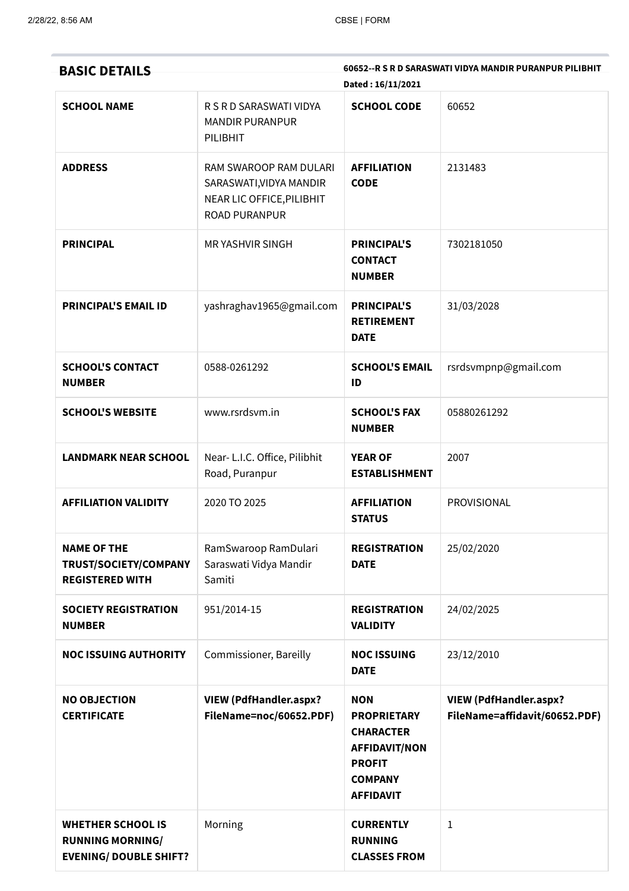## BASIC DETAILS

**60652--R S R D SARASWATI VIDYA MANDIR PURANPUR PILIBHIT**
**Dated : 16/11/2021**

| | | | |
|---|---|---|---|
| **SCHOOL NAME** | R S R D SARASWATI VIDYA MANDIR PURANPUR PILIBHIT | **SCHOOL CODE** | 60652 |
| **ADDRESS** | RAM SWAROOP RAM DULARI SARASWATI,VIDYA MANDIR NEAR LIC OFFICE,PILIBHIT ROAD PURANPUR | **AFFILIATION CODE** | 2131483 |
| **PRINCIPAL** | MR YASHVIR SINGH | **PRINCIPAL'S CONTACT NUMBER** | 7302181050 |
| **PRINCIPAL'S EMAIL ID** | yashraghav1965@gmail.com | **PRINCIPAL'S RETIREMENT DATE** | 31/03/2028 |
| **SCHOOL'S CONTACT NUMBER** | 0588-0261292 | **SCHOOL'S EMAIL ID** | rsrdsvmpnp@gmail.com |
| **SCHOOL'S WEBSITE** | www.rsrdsvm.in | **SCHOOL'S FAX NUMBER** | 05880261292 |
| **LANDMARK NEAR SCHOOL** | Near- L.I.C. Office, Pilibhit Road, Puranpur | **YEAR OF ESTABLISHMENT** | 2007 |
| **AFFILIATION VALIDITY** | 2020 TO 2025 | **AFFILIATION STATUS** | PROVISIONAL |
| **NAME OF THE TRUST/SOCIETY/COMPANY REGISTERED WITH** | RamSwaroop RamDulari Saraswati Vidya Mandir Samiti | **REGISTRATION DATE** | 25/02/2020 |
| **SOCIETY REGISTRATION NUMBER** | 951/2014-15 | **REGISTRATION VALIDITY** | 24/02/2025 |
| **NOC ISSUING AUTHORITY** | Commissioner, Bareilly | **NOC ISSUING DATE** | 23/12/2010 |
| **NO OBJECTION CERTIFICATE** | **VIEW (PdfHandler.aspx?FileName=noc/60652.PDF)** | **NON PROPRIETARY CHARACTER AFFIDAVIT/NON PROFIT COMPANY AFFIDAVIT** | **VIEW (PdfHandler.aspx?FileName=affidavit/60652.PDF)** |
| **WHETHER SCHOOL IS RUNNING MORNING/ EVENING/ DOUBLE SHIFT?** | Morning | **CURRENTLY RUNNING CLASSES FROM** | 1 |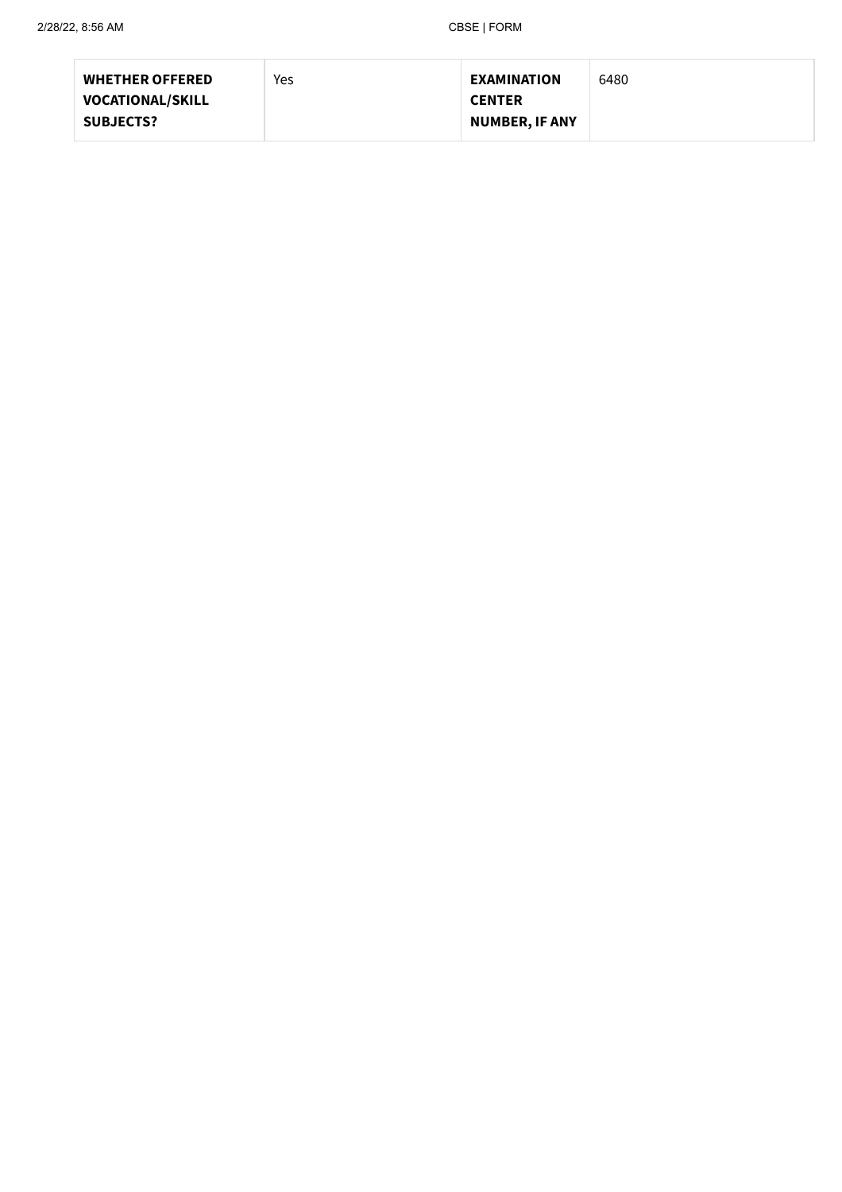| **WHETHER OFFERED VOCATIONAL/SKILL SUBJECTS?** | Yes | **EXAMINATION CENTER NUMBER, IF ANY** | 6480 |
|---|---|---|---|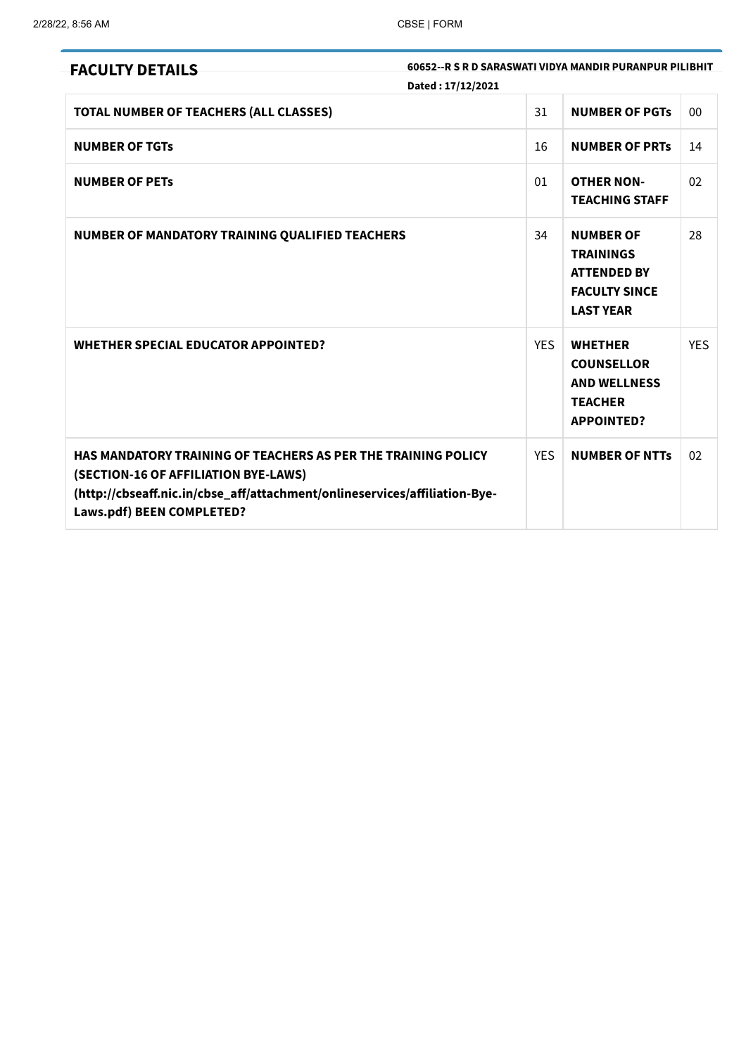## FACULTY DETAILS

**60652--R S R D SARASWATI VIDYA MANDIR PURANPUR PILIBHIT**

**Dated : 17/12/2021**

| | | | |
|---|---|---|---|
| **TOTAL NUMBER OF TEACHERS (ALL CLASSES)** | 31 | **NUMBER OF PGTs** | 00 |
| **NUMBER OF TGTs** | 16 | **NUMBER OF PRTs** | 14 |
| **NUMBER OF PETs** | 01 | **OTHER NON-TEACHING STAFF** | 02 |
| **NUMBER OF MANDATORY TRAINING QUALIFIED TEACHERS** | 34 | **NUMBER OF TRAININGS ATTENDED BY FACULTY SINCE LAST YEAR** | 28 |
| **WHETHER SPECIAL EDUCATOR APPOINTED?** | YES | **WHETHER COUNSELLOR AND WELLNESS TEACHER APPOINTED?** | YES |
| **HAS MANDATORY TRAINING OF TEACHERS AS PER THE TRAINING POLICY (SECTION-16 OF AFFILIATION BYE-LAWS) (http://cbseaff.nic.in/cbse_aff/attachment/onlineservices/affiliation-Bye-Laws.pdf) BEEN COMPLETED?** | YES | **NUMBER OF NTTs** | 02 |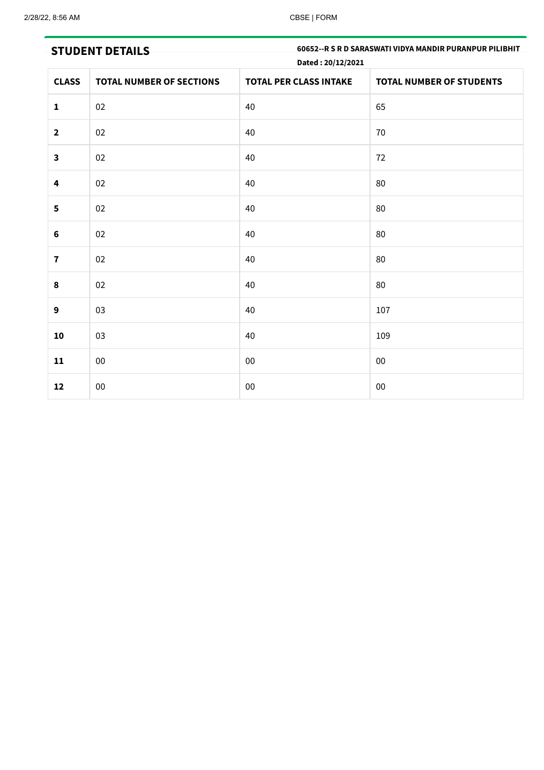## STUDENT DETAILS

**60652--R S R D SARASWATI VIDYA MANDIR PURANPUR PILIBHIT**

**Dated : 20/12/2021**

| CLASS | TOTAL NUMBER OF SECTIONS | TOTAL PER CLASS INTAKE | TOTAL NUMBER OF STUDENTS |
|---|---|---|---|
| **1** | 02 | 40 | 65 |
| **2** | 02 | 40 | 70 |
| **3** | 02 | 40 | 72 |
| **4** | 02 | 40 | 80 |
| **5** | 02 | 40 | 80 |
| **6** | 02 | 40 | 80 |
| **7** | 02 | 40 | 80 |
| **8** | 02 | 40 | 80 |
| **9** | 03 | 40 | 107 |
| **10** | 03 | 40 | 109 |
| **11** | 00 | 00 | 00 |
| **12** | 00 | 00 | 00 |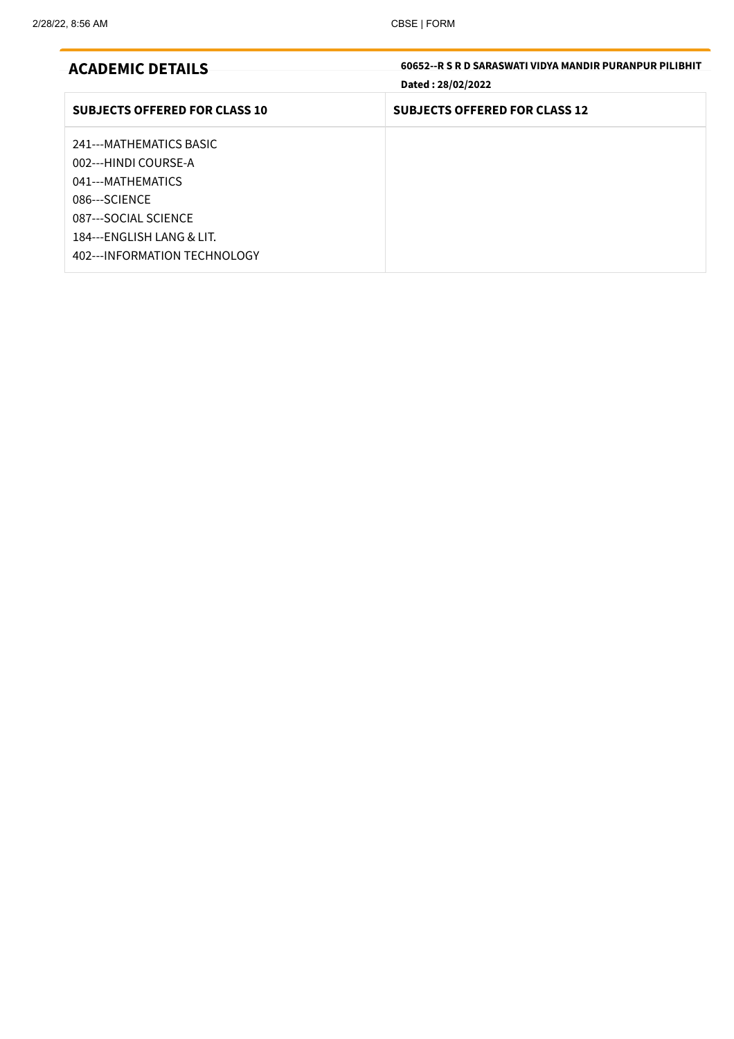## ACADEMIC DETAILS

**60652--R S R D SARASWATI VIDYA MANDIR PURANPUR PILIBHIT**

**Dated : 28/02/2022**

| SUBJECTS OFFERED FOR CLASS 10 | SUBJECTS OFFERED FOR CLASS 12 |
|---|---|
| 241---MATHEMATICS BASIC<br>002---HINDI COURSE-A<br>041---MATHEMATICS<br>086---SCIENCE<br>087---SOCIAL SCIENCE<br>184---ENGLISH LANG & LIT.<br>402---INFORMATION TECHNOLOGY | |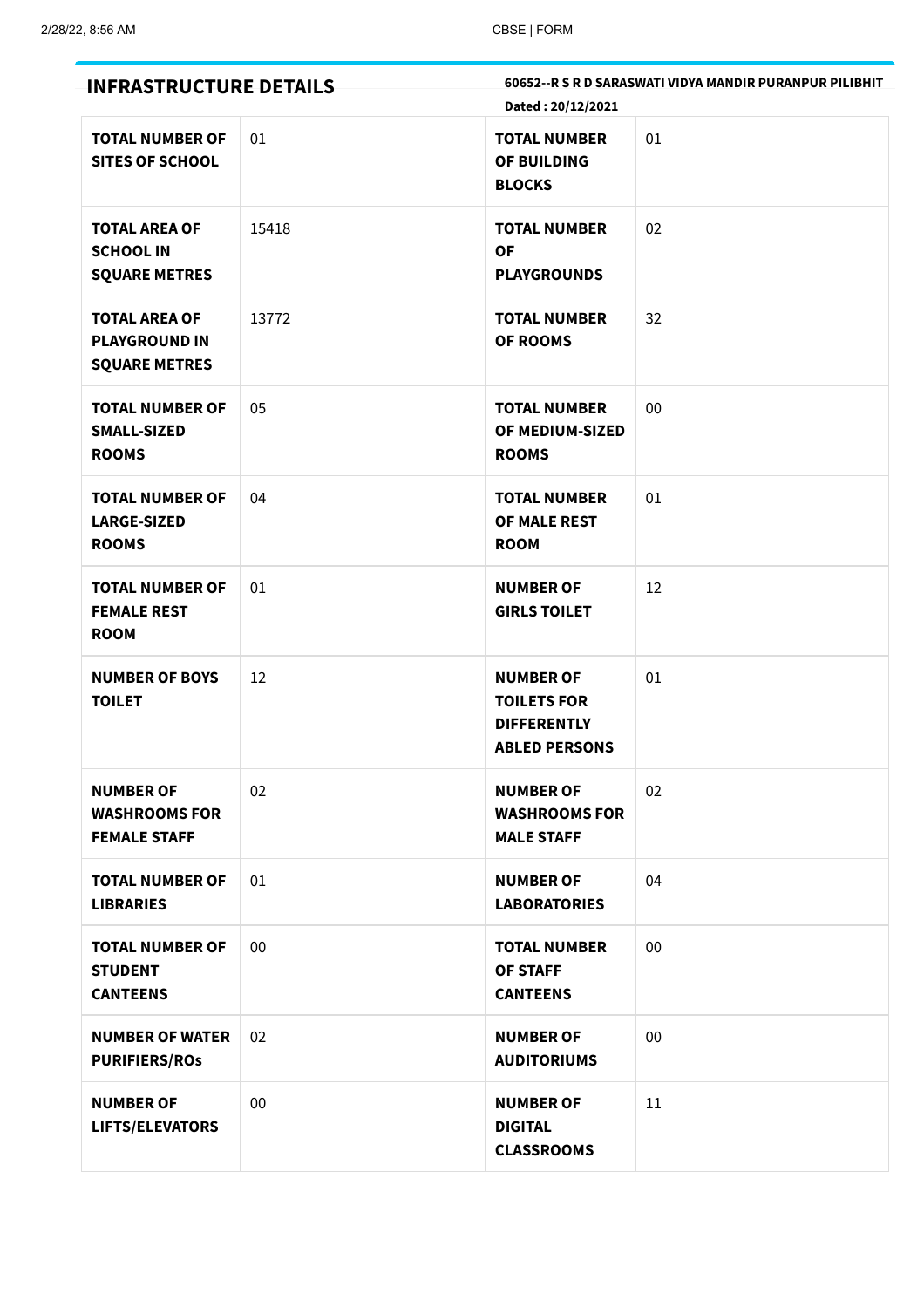## INFRASTRUCTURE DETAILS

**60652--R S R D SARASWATI VIDYA MANDIR PURANPUR PILIBHIT**

**Dated : 20/12/2021**

| | | | |
|---|---|---|---|
| **TOTAL NUMBER OF SITES OF SCHOOL** | 01 | **TOTAL NUMBER OF BUILDING BLOCKS** | 01 |
| **TOTAL AREA OF SCHOOL IN SQUARE METRES** | 15418 | **TOTAL NUMBER OF PLAYGROUNDS** | 02 |
| **TOTAL AREA OF PLAYGROUND IN SQUARE METRES** | 13772 | **TOTAL NUMBER OF ROOMS** | 32 |
| **TOTAL NUMBER OF SMALL-SIZED ROOMS** | 05 | **TOTAL NUMBER OF MEDIUM-SIZED ROOMS** | 00 |
| **TOTAL NUMBER OF LARGE-SIZED ROOMS** | 04 | **TOTAL NUMBER OF MALE REST ROOM** | 01 |
| **TOTAL NUMBER OF FEMALE REST ROOM** | 01 | **NUMBER OF GIRLS TOILET** | 12 |
| **NUMBER OF BOYS TOILET** | 12 | **NUMBER OF TOILETS FOR DIFFERENTLY ABLED PERSONS** | 01 |
| **NUMBER OF WASHROOMS FOR FEMALE STAFF** | 02 | **NUMBER OF WASHROOMS FOR MALE STAFF** | 02 |
| **TOTAL NUMBER OF LIBRARIES** | 01 | **NUMBER OF LABORATORIES** | 04 |
| **TOTAL NUMBER OF STUDENT CANTEENS** | 00 | **TOTAL NUMBER OF STAFF CANTEENS** | 00 |
| **NUMBER OF WATER PURIFIERS/ROs** | 02 | **NUMBER OF AUDITORIUMS** | 00 |
| **NUMBER OF LIFTS/ELEVATORS** | 00 | **NUMBER OF DIGITAL CLASSROOMS** | 11 |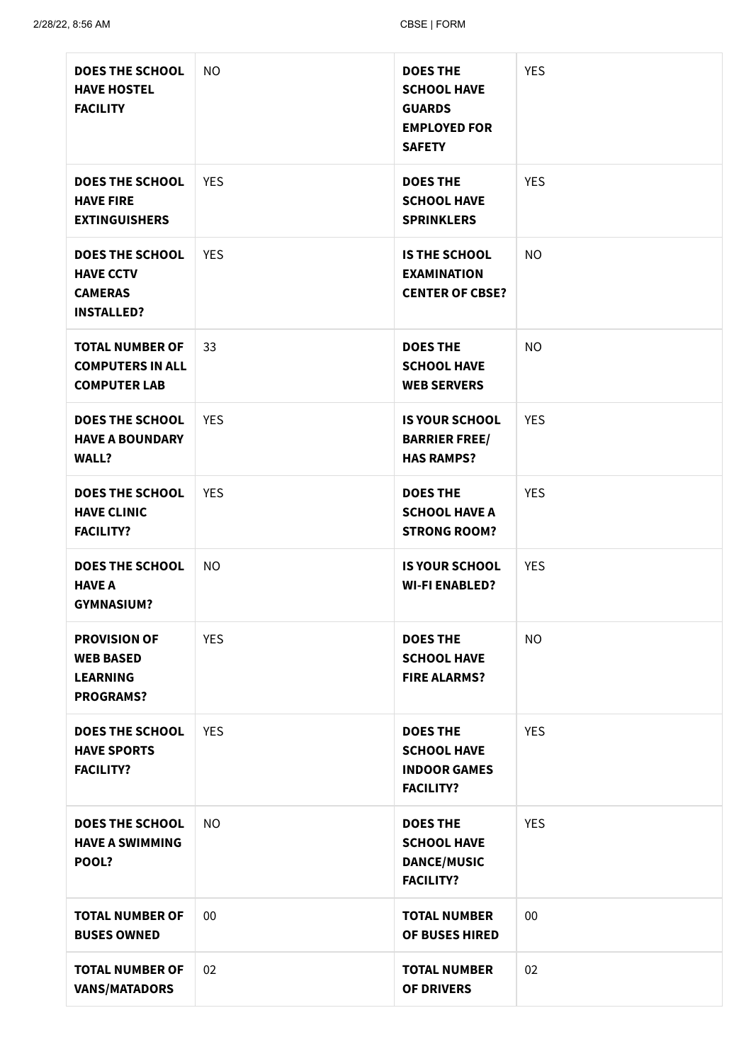| | | | |
|---|---|---|---|
| **DOES THE SCHOOL HAVE HOSTEL FACILITY** | NO | **DOES THE SCHOOL HAVE GUARDS EMPLOYED FOR SAFETY** | YES |
| **DOES THE SCHOOL HAVE FIRE EXTINGUISHERS** | YES | **DOES THE SCHOOL HAVE SPRINKLERS** | YES |
| **DOES THE SCHOOL HAVE CCTV CAMERAS INSTALLED?** | YES | **IS THE SCHOOL EXAMINATION CENTER OF CBSE?** | NO |
| **TOTAL NUMBER OF COMPUTERS IN ALL COMPUTER LAB** | 33 | **DOES THE SCHOOL HAVE WEB SERVERS** | NO |
| **DOES THE SCHOOL HAVE A BOUNDARY WALL?** | YES | **IS YOUR SCHOOL BARRIER FREE/ HAS RAMPS?** | YES |
| **DOES THE SCHOOL HAVE CLINIC FACILITY?** | YES | **DOES THE SCHOOL HAVE A STRONG ROOM?** | YES |
| **DOES THE SCHOOL HAVE A GYMNASIUM?** | NO | **IS YOUR SCHOOL WI-FI ENABLED?** | YES |
| **PROVISION OF WEB BASED LEARNING PROGRAMS?** | YES | **DOES THE SCHOOL HAVE FIRE ALARMS?** | NO |
| **DOES THE SCHOOL HAVE SPORTS FACILITY?** | YES | **DOES THE SCHOOL HAVE INDOOR GAMES FACILITY?** | YES |
| **DOES THE SCHOOL HAVE A SWIMMING POOL?** | NO | **DOES THE SCHOOL HAVE DANCE/MUSIC FACILITY?** | YES |
| **TOTAL NUMBER OF BUSES OWNED** | 00 | **TOTAL NUMBER OF BUSES HIRED** | 00 |
| **TOTAL NUMBER OF VANS/MATADORS** | 02 | **TOTAL NUMBER OF DRIVERS** | 02 |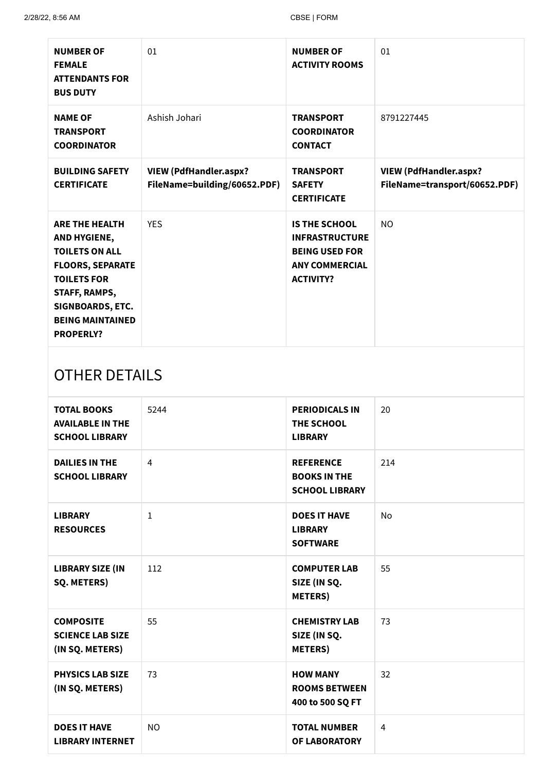| | | | |
|---|---|---|---|
| **NUMBER OF FEMALE ATTENDANTS FOR BUS DUTY** | 01 | **NUMBER OF ACTIVITY ROOMS** | 01 |
| **NAME OF TRANSPORT COORDINATOR** | Ashish Johari | **TRANSPORT COORDINATOR CONTACT** | 8791227445 |
| **BUILDING SAFETY CERTIFICATE** | **VIEW (PdfHandler.aspx?FileName=building/60652.PDF)** | **TRANSPORT SAFETY CERTIFICATE** | **VIEW (PdfHandler.aspx?FileName=transport/60652.PDF)** |
| **ARE THE HEALTH AND HYGIENE, TOILETS ON ALL FLOORS, SEPARATE TOILETS FOR STAFF, RAMPS, SIGNBOARDS, ETC. BEING MAINTAINED PROPERLY?** | YES | **IS THE SCHOOL INFRASTRUCTURE BEING USED FOR ANY COMMERCIAL ACTIVITY?** | NO |

## OTHER DETAILS

| | | | |
|---|---|---|---|
| **TOTAL BOOKS AVAILABLE IN THE SCHOOL LIBRARY** | 5244 | **PERIODICALS IN THE SCHOOL LIBRARY** | 20 |
| **DAILIES IN THE SCHOOL LIBRARY** | 4 | **REFERENCE BOOKS IN THE SCHOOL LIBRARY** | 214 |
| **LIBRARY RESOURCES** | 1 | **DOES IT HAVE LIBRARY SOFTWARE** | No |
| **LIBRARY SIZE (IN SQ. METERS)** | 112 | **COMPUTER LAB SIZE (IN SQ. METERS)** | 55 |
| **COMPOSITE SCIENCE LAB SIZE (IN SQ. METERS)** | 55 | **CHEMISTRY LAB SIZE (IN SQ. METERS)** | 73 |
| **PHYSICS LAB SIZE (IN SQ. METERS)** | 73 | **HOW MANY ROOMS BETWEEN 400 to 500 SQ FT** | 32 |
| **DOES IT HAVE LIBRARY INTERNET** | NO | **TOTAL NUMBER OF LABORATORY** | 4 |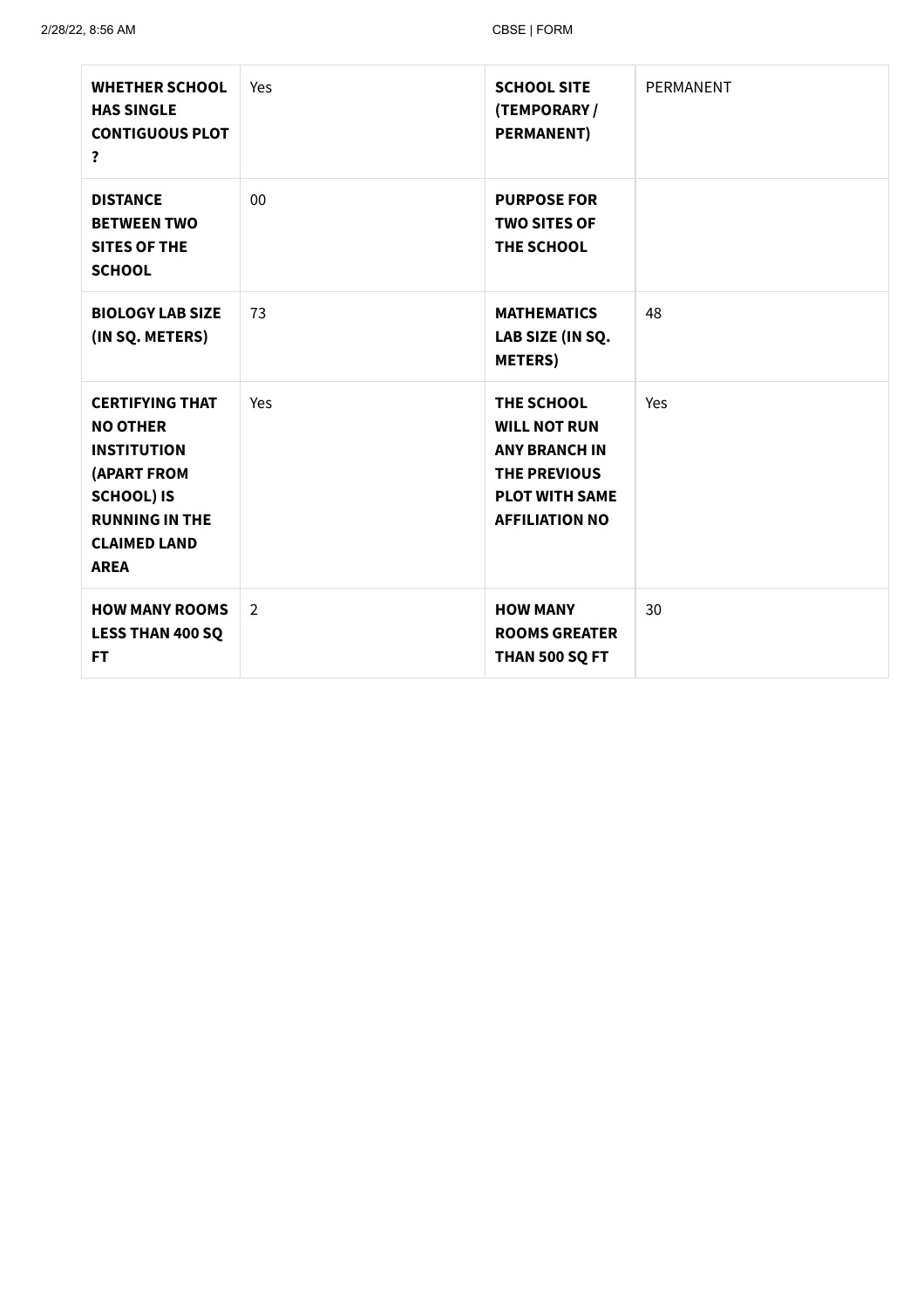| **WHETHER SCHOOL HAS SINGLE CONTIGUOUS PLOT ?** | Yes | **SCHOOL SITE (TEMPORARY / PERMANENT)** | PERMANENT |
|---|---|---|---|
| **DISTANCE BETWEEN TWO SITES OF THE SCHOOL** | 00 | **PURPOSE FOR TWO SITES OF THE SCHOOL** | |
| **BIOLOGY LAB SIZE (IN SQ. METERS)** | 73 | **MATHEMATICS LAB SIZE (IN SQ. METERS)** | 48 |
| **CERTIFYING THAT NO OTHER INSTITUTION (APART FROM SCHOOL) IS RUNNING IN THE CLAIMED LAND AREA** | Yes | **THE SCHOOL WILL NOT RUN ANY BRANCH IN THE PREVIOUS PLOT WITH SAME AFFILIATION NO** | Yes |
| **HOW MANY ROOMS LESS THAN 400 SQ FT** | 2 | **HOW MANY ROOMS GREATER THAN 500 SQ FT** | 30 |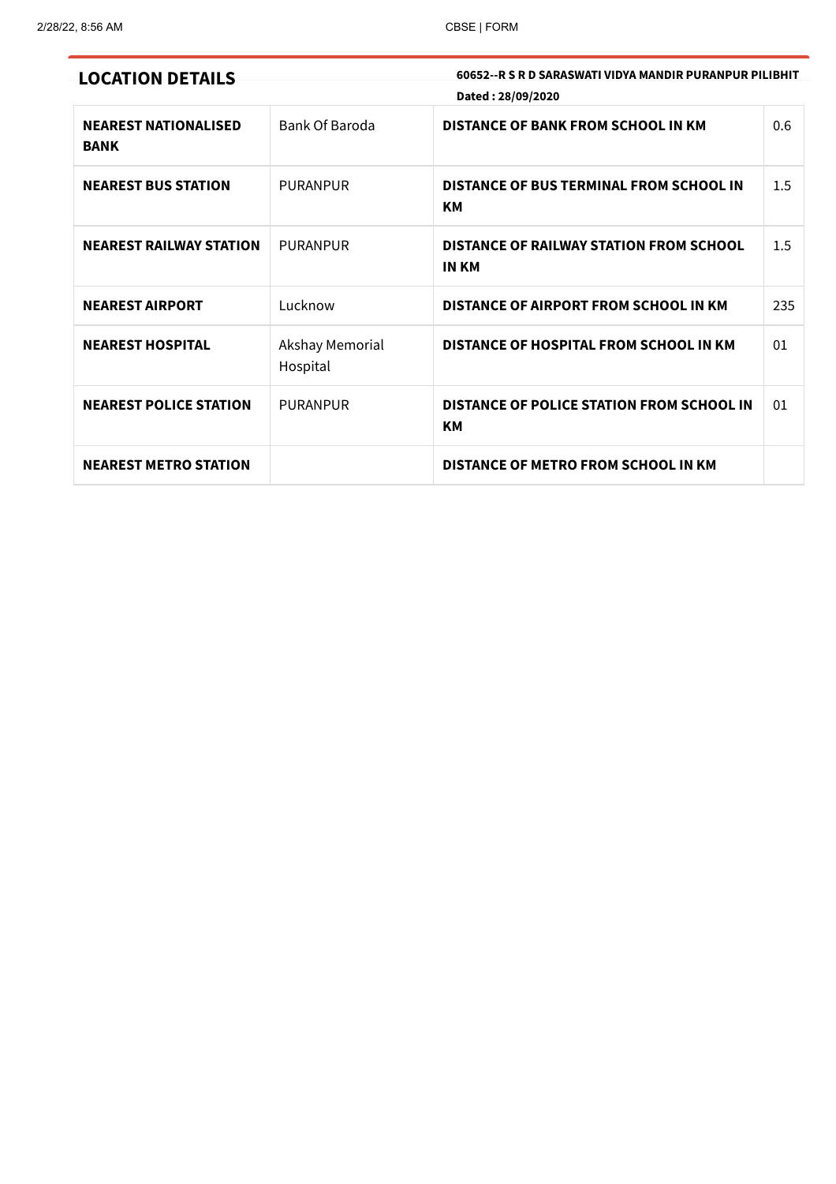## LOCATION DETAILS

**60652--R S R D SARASWATI VIDYA MANDIR PURANPUR PILIBHIT**

**Dated : 28/09/2020**

| | | | |
|---|---|---|---|
| **NEAREST NATIONALISED BANK** | Bank Of Baroda | **DISTANCE OF BANK FROM SCHOOL IN KM** | 0.6 |
| **NEAREST BUS STATION** | PURANPUR | **DISTANCE OF BUS TERMINAL FROM SCHOOL IN KM** | 1.5 |
| **NEAREST RAILWAY STATION** | PURANPUR | **DISTANCE OF RAILWAY STATION FROM SCHOOL IN KM** | 1.5 |
| **NEAREST AIRPORT** | Lucknow | **DISTANCE OF AIRPORT FROM SCHOOL IN KM** | 235 |
| **NEAREST HOSPITAL** | Akshay Memorial Hospital | **DISTANCE OF HOSPITAL FROM SCHOOL IN KM** | 01 |
| **NEAREST POLICE STATION** | PURANPUR | **DISTANCE OF POLICE STATION FROM SCHOOL IN KM** | 01 |
| **NEAREST METRO STATION** | | **DISTANCE OF METRO FROM SCHOOL IN KM** | |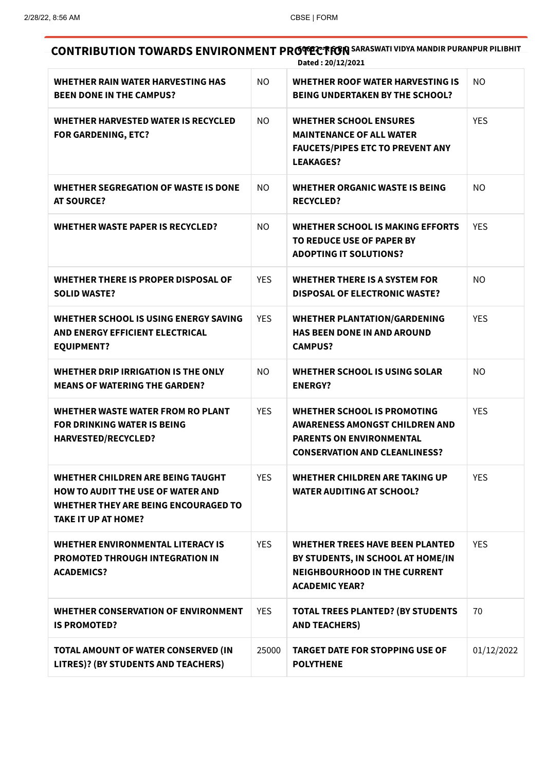## CONTRIBUTION TOWARDS ENVIRONMENT PROTECTION

**60822-R S R D SARASWATI VIDYA MANDIR PURANPUR PILIBHIT**
**Dated : 20/12/2021**

| | | | |
|---|---|---|---|
| **WHETHER RAIN WATER HARVESTING HAS BEEN DONE IN THE CAMPUS?** | NO | **WHETHER ROOF WATER HARVESTING IS BEING UNDERTAKEN BY THE SCHOOL?** | NO |
| **WHETHER HARVESTED WATER IS RECYCLED FOR GARDENING, ETC?** | NO | **WHETHER SCHOOL ENSURES MAINTENANCE OF ALL WATER FAUCETS/PIPES ETC TO PREVENT ANY LEAKAGES?** | YES |
| **WHETHER SEGREGATION OF WASTE IS DONE AT SOURCE?** | NO | **WHETHER ORGANIC WASTE IS BEING RECYCLED?** | NO |
| **WHETHER WASTE PAPER IS RECYCLED?** | NO | **WHETHER SCHOOL IS MAKING EFFORTS TO REDUCE USE OF PAPER BY ADOPTING IT SOLUTIONS?** | YES |
| **WHETHER THERE IS PROPER DISPOSAL OF SOLID WASTE?** | YES | **WHETHER THERE IS A SYSTEM FOR DISPOSAL OF ELECTRONIC WASTE?** | NO |
| **WHETHER SCHOOL IS USING ENERGY SAVING AND ENERGY EFFICIENT ELECTRICAL EQUIPMENT?** | YES | **WHETHER PLANTATION/GARDENING HAS BEEN DONE IN AND AROUND CAMPUS?** | YES |
| **WHETHER DRIP IRRIGATION IS THE ONLY MEANS OF WATERING THE GARDEN?** | NO | **WHETHER SCHOOL IS USING SOLAR ENERGY?** | NO |
| **WHETHER WASTE WATER FROM RO PLANT FOR DRINKING WATER IS BEING HARVESTED/RECYCLED?** | YES | **WHETHER SCHOOL IS PROMOTING AWARENESS AMONGST CHILDREN AND PARENTS ON ENVIRONMENTAL CONSERVATION AND CLEANLINESS?** | YES |
| **WHETHER CHILDREN ARE BEING TAUGHT HOW TO AUDIT THE USE OF WATER AND WHETHER THEY ARE BEING ENCOURAGED TO TAKE IT UP AT HOME?** | YES | **WHETHER CHILDREN ARE TAKING UP WATER AUDITING AT SCHOOL?** | YES |
| **WHETHER ENVIRONMENTAL LITERACY IS PROMOTED THROUGH INTEGRATION IN ACADEMICS?** | YES | **WHETHER TREES HAVE BEEN PLANTED BY STUDENTS, IN SCHOOL AT HOME/IN NEIGHBOURHOOD IN THE CURRENT ACADEMIC YEAR?** | YES |
| **WHETHER CONSERVATION OF ENVIRONMENT IS PROMOTED?** | YES | **TOTAL TREES PLANTED? (BY STUDENTS AND TEACHERS)** | 70 |
| **TOTAL AMOUNT OF WATER CONSERVED (IN LITRES)? (BY STUDENTS AND TEACHERS)** | 25000 | **TARGET DATE FOR STOPPING USE OF POLYTHENE** | 01/12/2022 |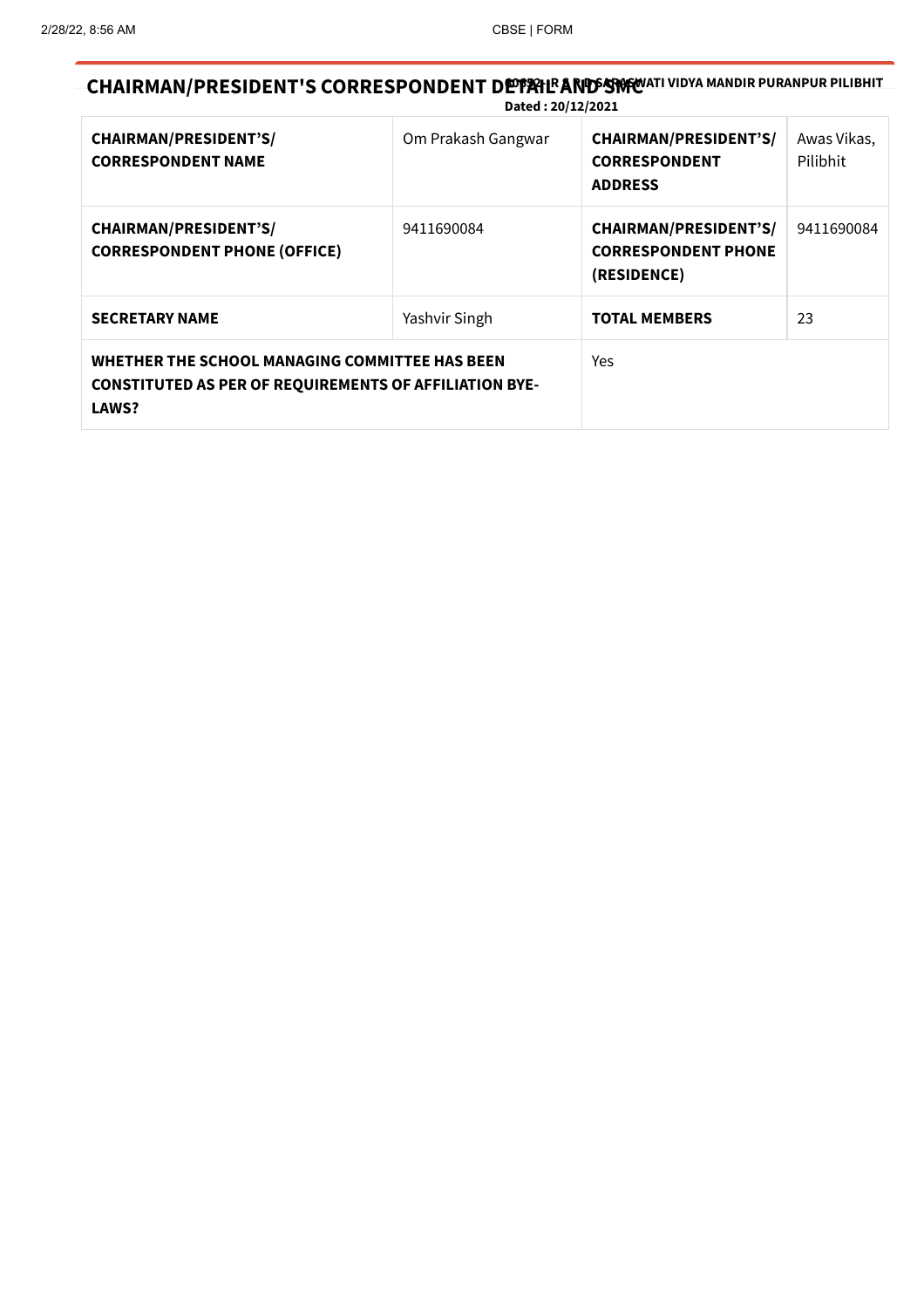## CHAIRMAN/PRESIDENT'S CORRESPONDENT DETAIL AND SMC

**60521-R S RD SARASWATI VIDYA MANDIR PURANPUR PILIBHIT**

**Dated : 20/12/2021**

| | | | |
|---|---|---|---|
| **CHAIRMAN/PRESIDENT'S/ CORRESPONDENT NAME** | Om Prakash Gangwar | **CHAIRMAN/PRESIDENT'S/ CORRESPONDENT ADDRESS** | Awas Vikas, Pilibhit |
| **CHAIRMAN/PRESIDENT'S/ CORRESPONDENT PHONE (OFFICE)** | 9411690084 | **CHAIRMAN/PRESIDENT'S/ CORRESPONDENT PHONE (RESIDENCE)** | 9411690084 |
| **SECRETARY NAME** | Yashvir Singh | **TOTAL MEMBERS** | 23 |
| **WHETHER THE SCHOOL MANAGING COMMITTEE HAS BEEN CONSTITUTED AS PER OF REQUIREMENTS OF AFFILIATION BYE-LAWS?** | | Yes | |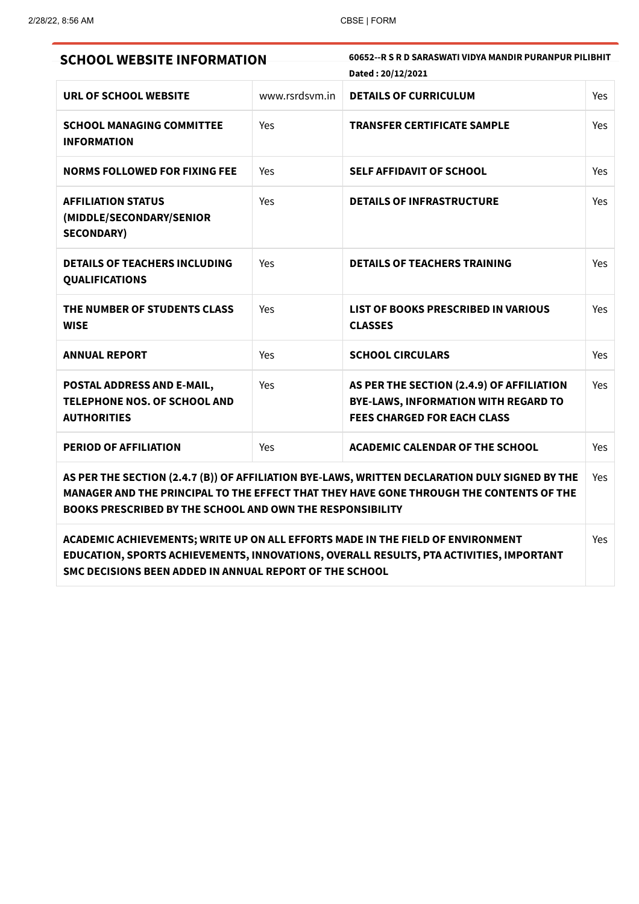## SCHOOL WEBSITE INFORMATION

**60652--R S R D SARASWATI VIDYA MANDIR PURANPUR PILIBHIT**

**Dated : 20/12/2021**

| | | | |
|---|---|---|---|
| **URL OF SCHOOL WEBSITE** | www.rsrdsvm.in | **DETAILS OF CURRICULUM** | Yes |
| **SCHOOL MANAGING COMMITTEE INFORMATION** | Yes | **TRANSFER CERTIFICATE SAMPLE** | Yes |
| **NORMS FOLLOWED FOR FIXING FEE** | Yes | **SELF AFFIDAVIT OF SCHOOL** | Yes |
| **AFFILIATION STATUS (MIDDLE/SECONDARY/SENIOR SECONDARY)** | Yes | **DETAILS OF INFRASTRUCTURE** | Yes |
| **DETAILS OF TEACHERS INCLUDING QUALIFICATIONS** | Yes | **DETAILS OF TEACHERS TRAINING** | Yes |
| **THE NUMBER OF STUDENTS CLASS WISE** | Yes | **LIST OF BOOKS PRESCRIBED IN VARIOUS CLASSES** | Yes |
| **ANNUAL REPORT** | Yes | **SCHOOL CIRCULARS** | Yes |
| **POSTAL ADDRESS AND E-MAIL, TELEPHONE NOS. OF SCHOOL AND AUTHORITIES** | Yes | **AS PER THE SECTION (2.4.9) OF AFFILIATION BYE-LAWS, INFORMATION WITH REGARD TO FEES CHARGED FOR EACH CLASS** | Yes |
| **PERIOD OF AFFILIATION** | Yes | **ACADEMIC CALENDAR OF THE SCHOOL** | Yes |
| **AS PER THE SECTION (2.4.7 (B)) OF AFFILIATION BYE-LAWS, WRITTEN DECLARATION DULY SIGNED BY THE MANAGER AND THE PRINCIPAL TO THE EFFECT THAT THEY HAVE GONE THROUGH THE CONTENTS OF THE BOOKS PRESCRIBED BY THE SCHOOL AND OWN THE RESPONSIBILITY** | | | Yes |
| **ACADEMIC ACHIEVEMENTS; WRITE UP ON ALL EFFORTS MADE IN THE FIELD OF ENVIRONMENT EDUCATION, SPORTS ACHIEVEMENTS, INNOVATIONS, OVERALL RESULTS, PTA ACTIVITIES, IMPORTANT SMC DECISIONS BEEN ADDED IN ANNUAL REPORT OF THE SCHOOL** | | | Yes |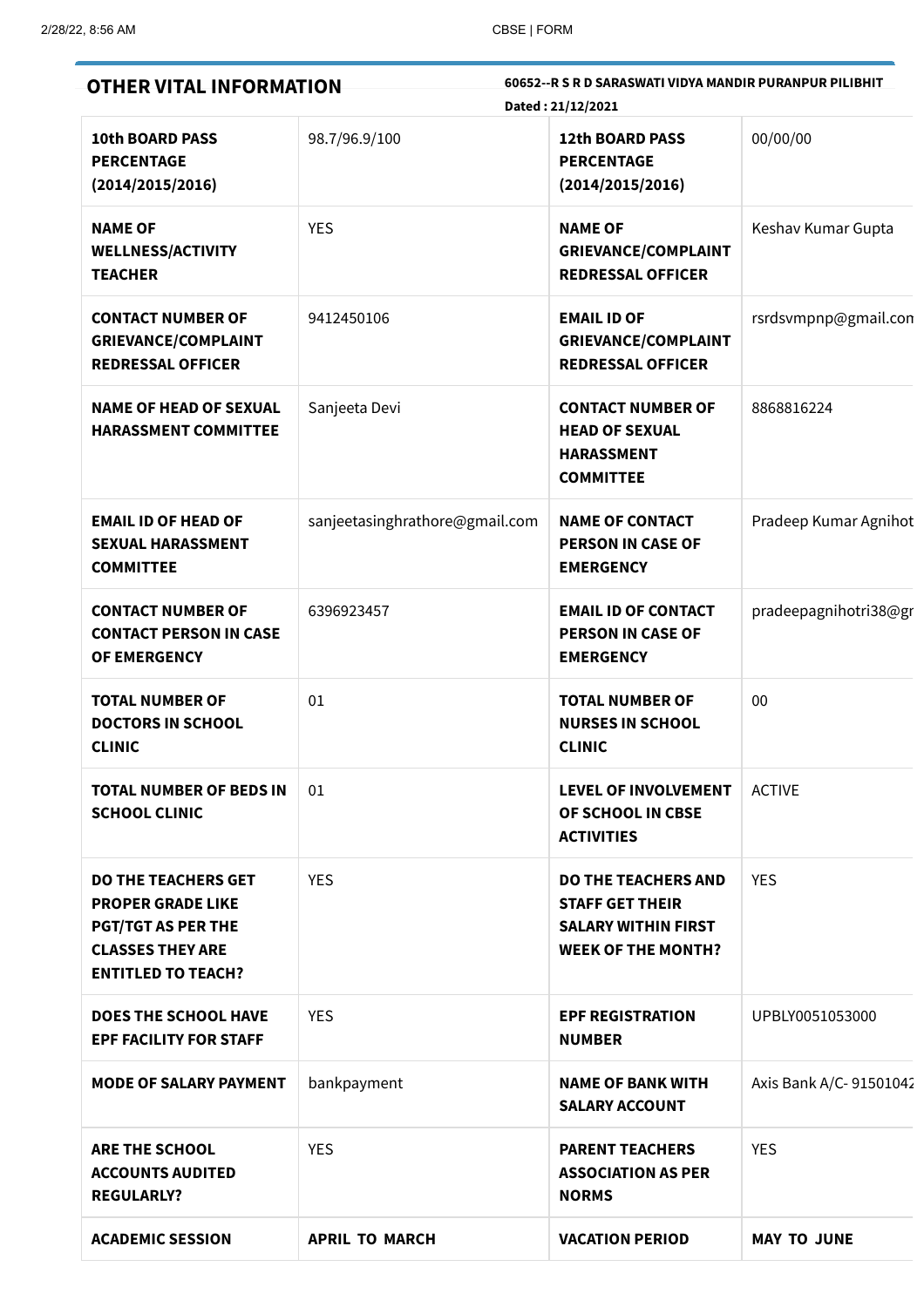## OTHER VITAL INFORMATION

**60652--R S R D SARASWATI VIDYA MANDIR PURANPUR PILIBHIT**

**Dated : 21/12/2021**

| | | | |
|---|---|---|---|
| **10th BOARD PASS PERCENTAGE (2014/2015/2016)** | 98.7/96.9/100 | **12th BOARD PASS PERCENTAGE (2014/2015/2016)** | 00/00/00 |
| **NAME OF WELLNESS/ACTIVITY TEACHER** | YES | **NAME OF GRIEVANCE/COMPLAINT REDRESSAL OFFICER** | Keshav Kumar Gupta |
| **CONTACT NUMBER OF GRIEVANCE/COMPLAINT REDRESSAL OFFICER** | 9412450106 | **EMAIL ID OF GRIEVANCE/COMPLAINT REDRESSAL OFFICER** | rsrdsvmpnp@gmail.con |
| **NAME OF HEAD OF SEXUAL HARASSMENT COMMITTEE** | Sanjeeta Devi | **CONTACT NUMBER OF HEAD OF SEXUAL HARASSMENT COMMITTEE** | 8868816224 |
| **EMAIL ID OF HEAD OF SEXUAL HARASSMENT COMMITTEE** | sanjeetasinghrathore@gmail.com | **NAME OF CONTACT PERSON IN CASE OF EMERGENCY** | Pradeep Kumar Agnihot |
| **CONTACT NUMBER OF CONTACT PERSON IN CASE OF EMERGENCY** | 6396923457 | **EMAIL ID OF CONTACT PERSON IN CASE OF EMERGENCY** | pradeepagnihotri38@gr |
| **TOTAL NUMBER OF DOCTORS IN SCHOOL CLINIC** | 01 | **TOTAL NUMBER OF NURSES IN SCHOOL CLINIC** | 00 |
| **TOTAL NUMBER OF BEDS IN SCHOOL CLINIC** | 01 | **LEVEL OF INVOLVEMENT OF SCHOOL IN CBSE ACTIVITIES** | ACTIVE |
| **DO THE TEACHERS GET PROPER GRADE LIKE PGT/TGT AS PER THE CLASSES THEY ARE ENTITLED TO TEACH?** | YES | **DO THE TEACHERS AND STAFF GET THEIR SALARY WITHIN FIRST WEEK OF THE MONTH?** | YES |
| **DOES THE SCHOOL HAVE EPF FACILITY FOR STAFF** | YES | **EPF REGISTRATION NUMBER** | UPBLY0051053000 |
| **MODE OF SALARY PAYMENT** | bankpayment | **NAME OF BANK WITH SALARY ACCOUNT** | Axis Bank A/C- 91501042 |
| **ARE THE SCHOOL ACCOUNTS AUDITED REGULARLY?** | YES | **PARENT TEACHERS ASSOCIATION AS PER NORMS** | YES |
| **ACADEMIC SESSION** | **APRIL TO MARCH** | **VACATION PERIOD** | **MAY TO JUNE** |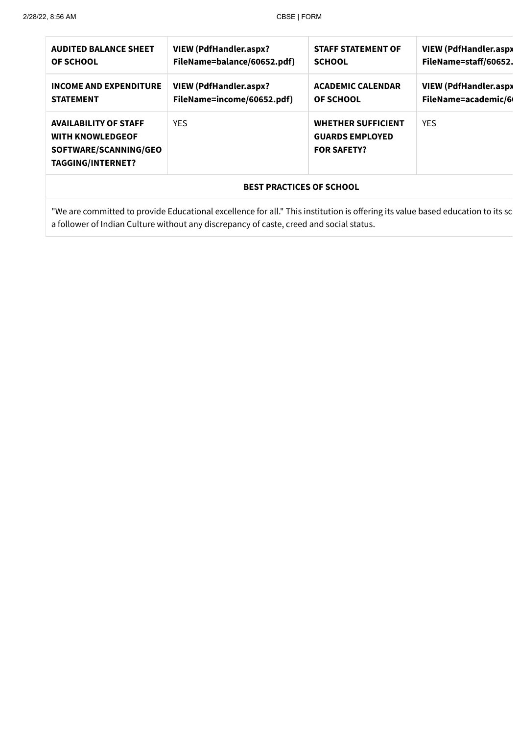| AUDITED BALANCE SHEET OF SCHOOL | VIEW (PdfHandler.aspx?FileName=balance/60652.pdf) | STAFF STATEMENT OF SCHOOL | VIEW (PdfHandler.aspx?FileName=staff/60652. |
|---|---|---|---|
| INCOME AND EXPENDITURE STATEMENT | VIEW (PdfHandler.aspx?FileName=income/60652.pdf) | ACADEMIC CALENDAR OF SCHOOL | VIEW (PdfHandler.aspx?FileName=academic/6 |
| AVAILABILITY OF STAFF WITH KNOWLEDGEOF SOFTWARE/SCANNING/GEO TAGGING/INTERNET? | YES | WHETHER SUFFICIENT GUARDS EMPLOYED FOR SAFETY? | YES |

| BEST PRACTICES OF SCHOOL |
|---|
| "We are committed to provide Educational excellence for all." This institution is offering its value based education to its sc a follower of Indian Culture without any discrepancy of caste, creed and social status. |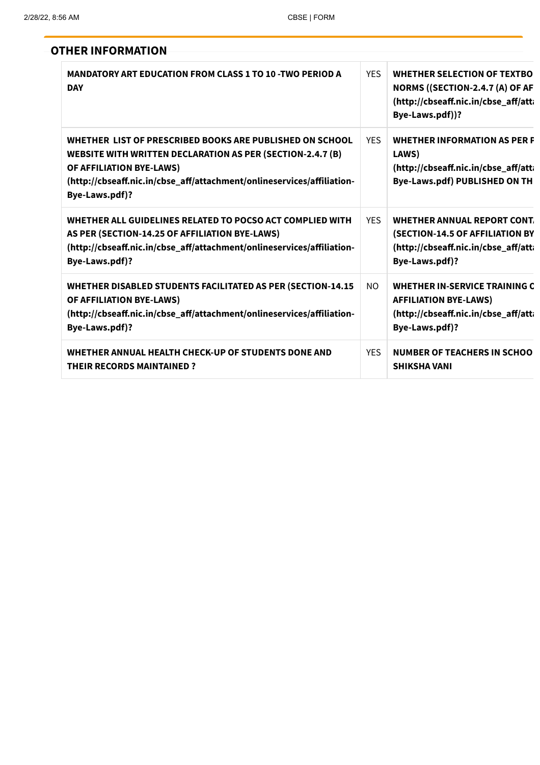## OTHER INFORMATION

| | | |
|---|---|---|
| MANDATORY ART EDUCATION FROM CLASS 1 TO 10 -TWO PERIOD A DAY | YES | WHETHER SELECTION OF TEXTBO NORMS ((SECTION-2.4.7 (A) OF AF (http://cbseaff.nic.in/cbse_aff/atta Bye-Laws.pdf))? |
| WHETHER LIST OF PRESCRIBED BOOKS ARE PUBLISHED ON SCHOOL WEBSITE WITH WRITTEN DECLARATION AS PER (SECTION-2.4.7 (B) OF AFFILIATION BYE-LAWS) (http://cbseaff.nic.in/cbse_aff/attachment/onlineservices/affiliation-Bye-Laws.pdf)? | YES | WHETHER INFORMATION AS PER F LAWS) (http://cbseaff.nic.in/cbse_aff/atta Bye-Laws.pdf) PUBLISHED ON TH |
| WHETHER ALL GUIDELINES RELATED TO POCSO ACT COMPLIED WITH AS PER (SECTION-14.25 OF AFFILIATION BYE-LAWS) (http://cbseaff.nic.in/cbse_aff/attachment/onlineservices/affiliation-Bye-Laws.pdf)? | YES | WHETHER ANNUAL REPORT CONT (SECTION-14.5 OF AFFILIATION BY (http://cbseaff.nic.in/cbse_aff/atta Bye-Laws.pdf)? |
| WHETHER DISABLED STUDENTS FACILITATED AS PER (SECTION-14.15 OF AFFILIATION BYE-LAWS) (http://cbseaff.nic.in/cbse_aff/attachment/onlineservices/affiliation-Bye-Laws.pdf)? | NO | WHETHER IN-SERVICE TRAINING C AFFILIATION BYE-LAWS) (http://cbseaff.nic.in/cbse_aff/atta Bye-Laws.pdf)? |
| WHETHER ANNUAL HEALTH CHECK-UP OF STUDENTS DONE AND THEIR RECORDS MAINTAINED ? | YES | NUMBER OF TEACHERS IN SCHOO SHIKSHA VANI |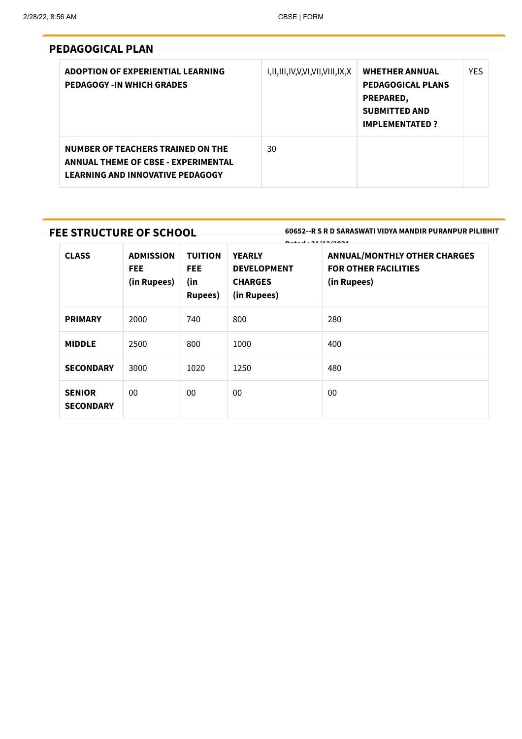## PEDAGOGICAL PLAN

| ADOPTION OF EXPERIENTIAL LEARNING PEDAGOGY -IN WHICH GRADES | I,II,III,IV,V,VI,VII,VIII,IX,X | WHETHER ANNUAL PEDAGOGICAL PLANS PREPARED, SUBMITTED AND IMPLEMENTATED ? | YES |
|---|---|---|---|
| NUMBER OF TEACHERS TRAINED ON THE ANNUAL THEME OF CBSE - EXPERIMENTAL LEARNING AND INNOVATIVE PEDAGOGY | 30 | | |

## FEE STRUCTURE OF SCHOOL

**60652--R S R D SARASWATI VIDYA MANDIR PURANPUR PILIBHIT**

**Dated : 21/12/2021**

| CLASS | ADMISSION FEE (in Rupees) | TUITION FEE (in Rupees) | YEARLY DEVELOPMENT CHARGES (in Rupees) | ANNUAL/MONTHLY OTHER CHARGES FOR OTHER FACILITIES (in Rupees) |
|---|---|---|---|---|
| **PRIMARY** | 2000 | 740 | 800 | 280 |
| **MIDDLE** | 2500 | 800 | 1000 | 400 |
| **SECONDARY** | 3000 | 1020 | 1250 | 480 |
| **SENIOR SECONDARY** | 00 | 00 | 00 | 00 |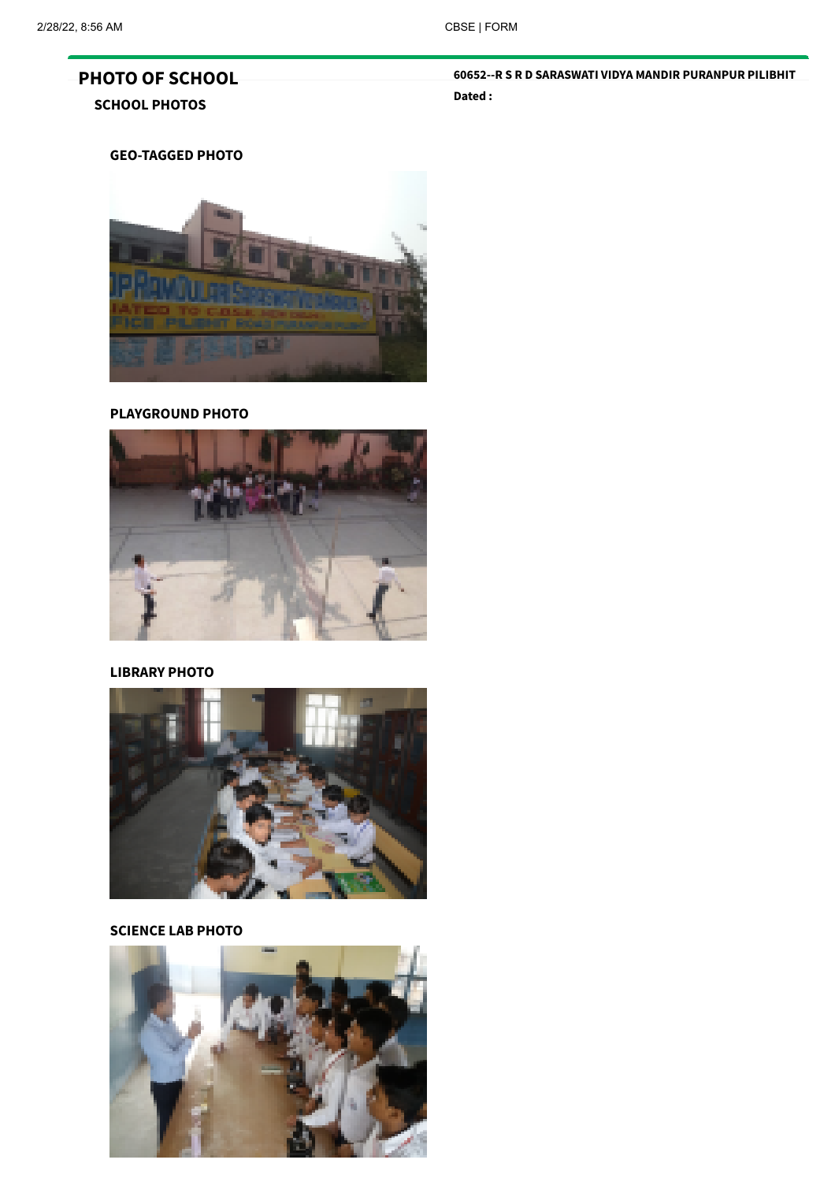# PHOTO OF SCHOOL

**60652--R S R D SARASWATI VIDYA MANDIR PURANPUR PILIBHIT**

**Dated :**

## SCHOOL PHOTOS

### GEO-TAGGED PHOTO

### PLAYGROUND PHOTO

### LIBRARY PHOTO

### SCIENCE LAB PHOTO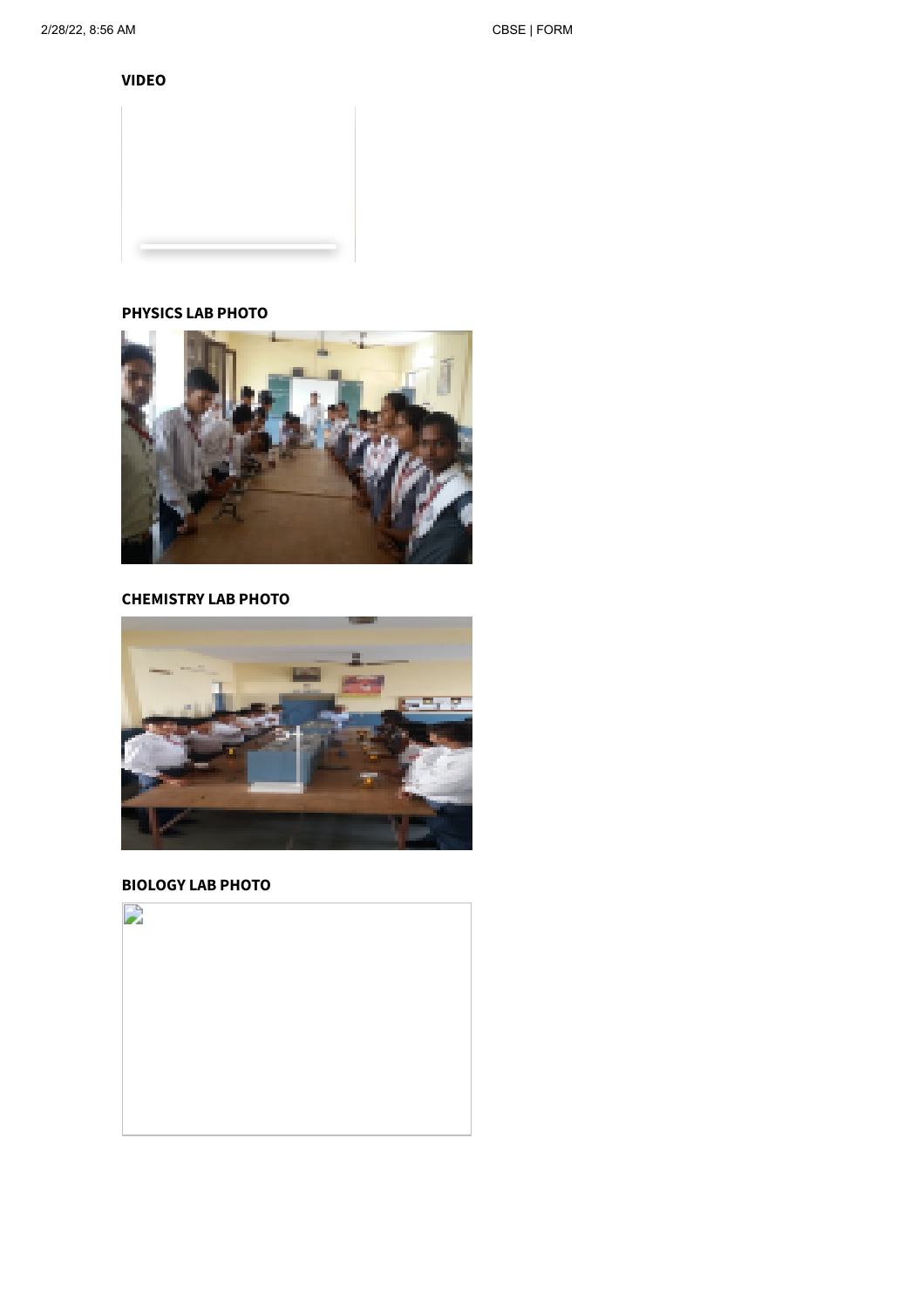**VIDEO**

**PHYSICS LAB PHOTO**

**CHEMISTRY LAB PHOTO**

**BIOLOGY LAB PHOTO**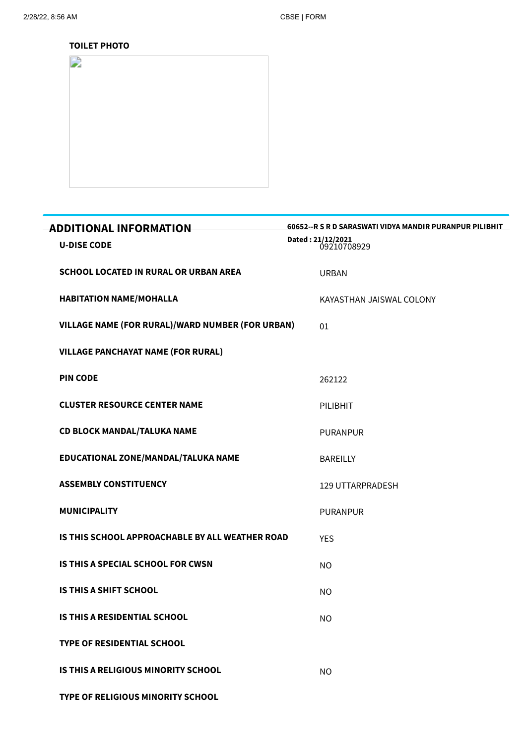**TOILET PHOTO**

## ADDITIONAL INFORMATION

**60652--R S R D SARASWATI VIDYA MANDIR PURANPUR PILIBHIT**

**Dated : 21/12/2021**

| | |
|---|---|
| **U-DISE CODE** | 09210708929 |
| **SCHOOL LOCATED IN RURAL OR URBAN AREA** | URBAN |
| **HABITATION NAME/MOHALLA** | KAYASTHAN JAISWAL COLONY |
| **VILLAGE NAME (FOR RURAL)/WARD NUMBER (FOR URBAN)** | 01 |
| **VILLAGE PANCHAYAT NAME (FOR RURAL)** | |
| **PIN CODE** | 262122 |
| **CLUSTER RESOURCE CENTER NAME** | PILIBHIT |
| **CD BLOCK MANDAL/TALUKA NAME** | PURANPUR |
| **EDUCATIONAL ZONE/MANDAL/TALUKA NAME** | BAREILLY |
| **ASSEMBLY CONSTITUENCY** | 129 UTTARPRADESH |
| **MUNICIPALITY** | PURANPUR |
| **IS THIS SCHOOL APPROACHABLE BY ALL WEATHER ROAD** | YES |
| **IS THIS A SPECIAL SCHOOL FOR CWSN** | NO |
| **IS THIS A SHIFT SCHOOL** | NO |
| **IS THIS A RESIDENTIAL SCHOOL** | NO |
| **TYPE OF RESIDENTIAL SCHOOL** | |
| **IS THIS A RELIGIOUS MINORITY SCHOOL** | NO |
| **TYPE OF RELIGIOUS MINORITY SCHOOL** | |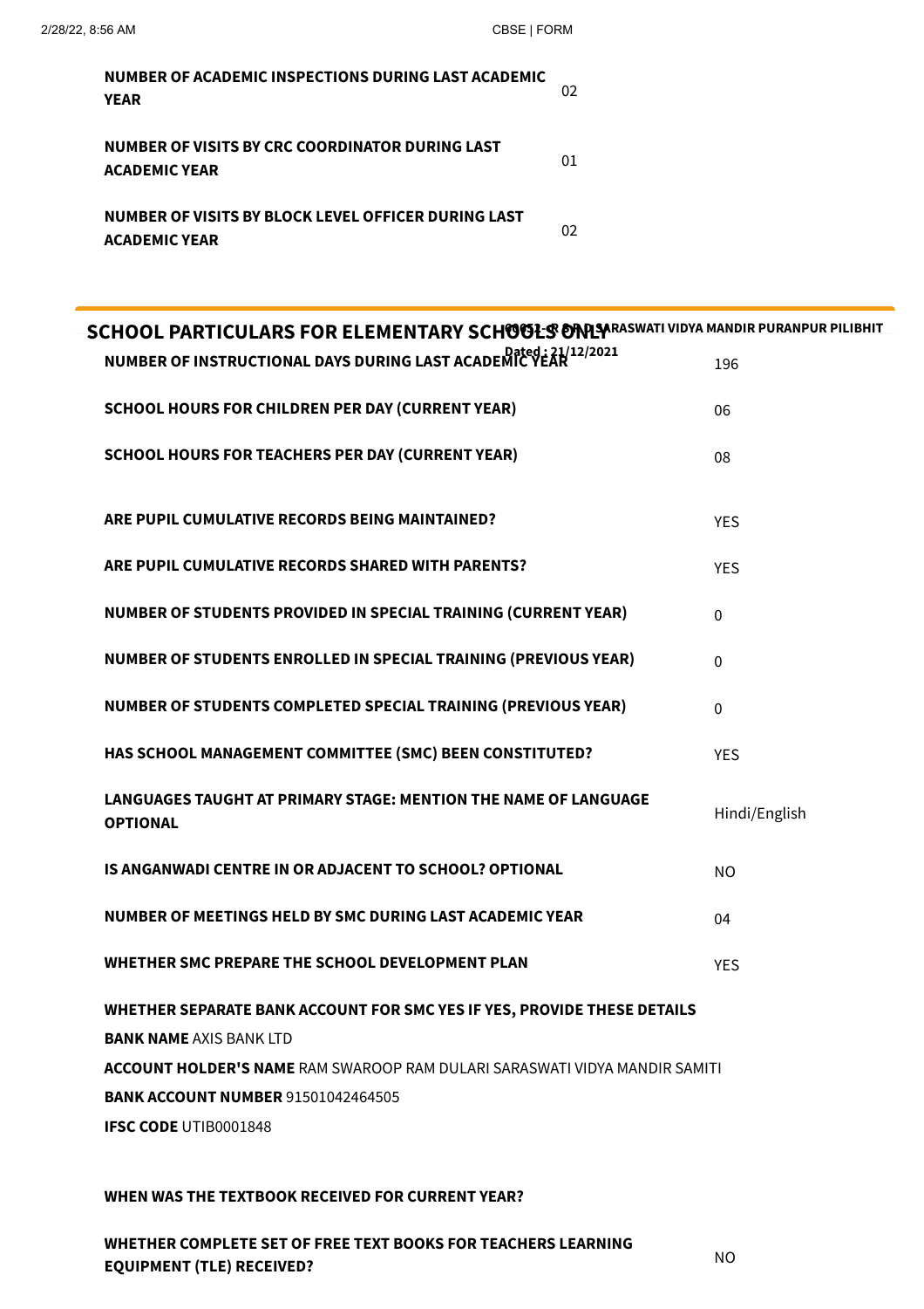| | |
|---|---|
| **NUMBER OF ACADEMIC INSPECTIONS DURING LAST ACADEMIC YEAR** | 02 |
| **NUMBER OF VISITS BY CRC COORDINATOR DURING LAST ACADEMIC YEAR** | 01 |
| **NUMBER OF VISITS BY BLOCK LEVEL OFFICER DURING LAST ACADEMIC YEAR** | 02 |

## SCHOOL PARTICULARS FOR ELEMENTARY SCHOOLS ONLY

**00052-R R D SARASWATI VIDYA MANDIR PURANPUR PILIBHIT**
**Dated : 21/12/2021**

| | |
|---|---|
| **NUMBER OF INSTRUCTIONAL DAYS DURING LAST ACADEMIC YEAR** | 196 |
| **SCHOOL HOURS FOR CHILDREN PER DAY (CURRENT YEAR)** | 06 |
| **SCHOOL HOURS FOR TEACHERS PER DAY (CURRENT YEAR)** | 08 |
| **ARE PUPIL CUMULATIVE RECORDS BEING MAINTAINED?** | YES |
| **ARE PUPIL CUMULATIVE RECORDS SHARED WITH PARENTS?** | YES |
| **NUMBER OF STUDENTS PROVIDED IN SPECIAL TRAINING (CURRENT YEAR)** | 0 |
| **NUMBER OF STUDENTS ENROLLED IN SPECIAL TRAINING (PREVIOUS YEAR)** | 0 |
| **NUMBER OF STUDENTS COMPLETED SPECIAL TRAINING (PREVIOUS YEAR)** | 0 |
| **HAS SCHOOL MANAGEMENT COMMITTEE (SMC) BEEN CONSTITUTED?** | YES |
| **LANGUAGES TAUGHT AT PRIMARY STAGE: MENTION THE NAME OF LANGUAGE OPTIONAL** | Hindi/English |
| **IS ANGANWADI CENTRE IN OR ADJACENT TO SCHOOL? OPTIONAL** | NO |
| **NUMBER OF MEETINGS HELD BY SMC DURING LAST ACADEMIC YEAR** | 04 |
| **WHETHER SMC PREPARE THE SCHOOL DEVELOPMENT PLAN** | YES |

**WHETHER SEPARATE BANK ACCOUNT FOR SMC YES IF YES, PROVIDE THESE DETAILS**

**BANK NAME** AXIS BANK LTD

**ACCOUNT HOLDER'S NAME** RAM SWAROOP RAM DULARI SARASWATI VIDYA MANDIR SAMITI

**BANK ACCOUNT NUMBER** 91501042464505

**IFSC CODE** UTIB0001848

| | |
|---|---|
| **WHEN WAS THE TEXTBOOK RECEIVED FOR CURRENT YEAR?** | |
| **WHETHER COMPLETE SET OF FREE TEXT BOOKS FOR TEACHERS LEARNING EQUIPMENT (TLE) RECEIVED?** | NO |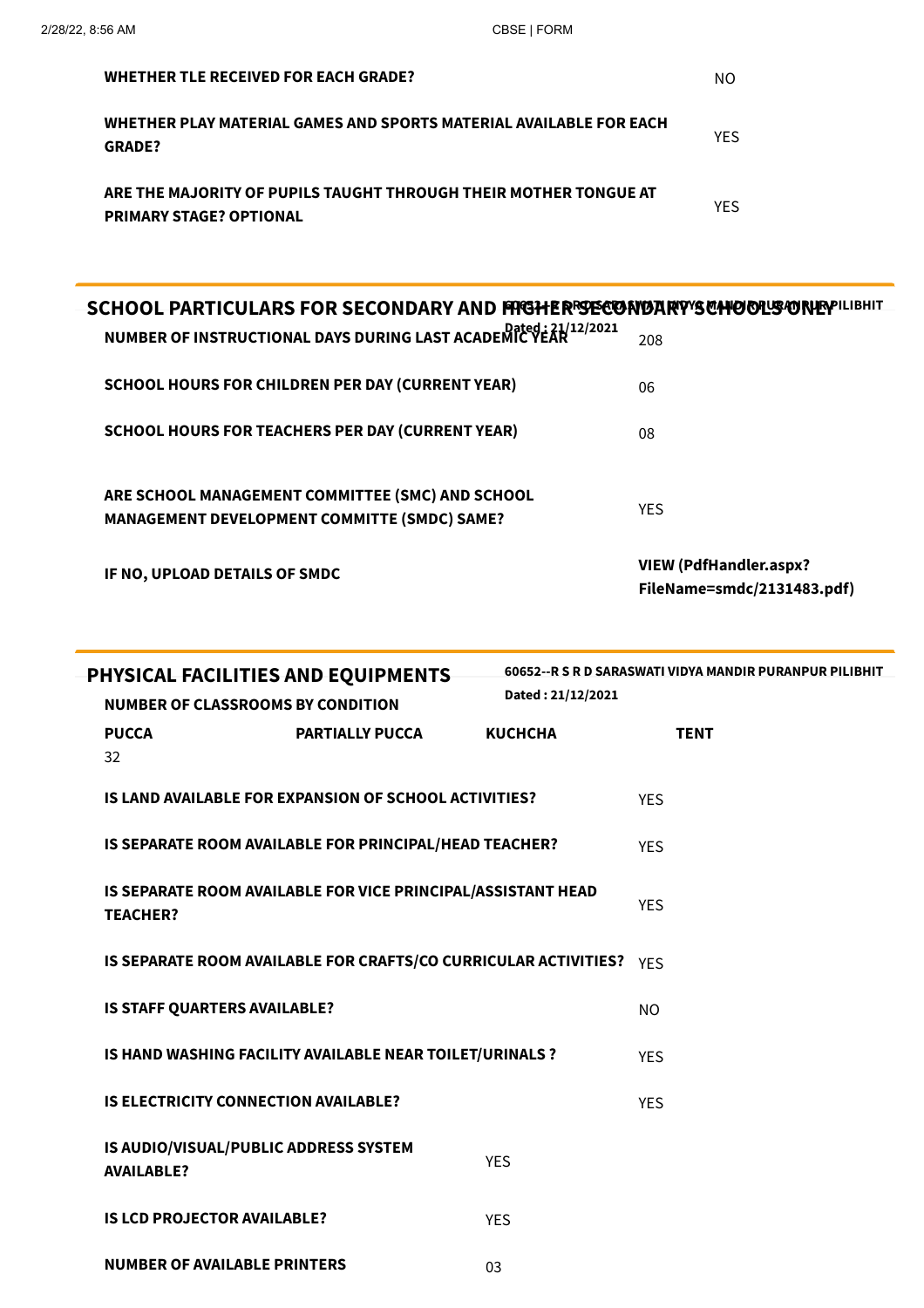| | |
|---|---|
| **WHETHER TLE RECEIVED FOR EACH GRADE?** | NO |
| **WHETHER PLAY MATERIAL GAMES AND SPORTS MATERIAL AVAILABLE FOR EACH GRADE?** | YES |
| **ARE THE MAJORITY OF PUPILS TAUGHT THROUGH THEIR MOTHER TONGUE AT PRIMARY STAGE? OPTIONAL** | YES |

## SCHOOL PARTICULARS FOR SECONDARY AND HIGHER SECONDARY SCHOOLS ONLY

**60652--R S R D SARASWATI VIDYA MANDIR PURANPUR PILIBHIT**
**Dated : 21/12/2021**

| | |
|---|---|
| **NUMBER OF INSTRUCTIONAL DAYS DURING LAST ACADEMIC YEAR** | 208 |
| **SCHOOL HOURS FOR CHILDREN PER DAY (CURRENT YEAR)** | 06 |
| **SCHOOL HOURS FOR TEACHERS PER DAY (CURRENT YEAR)** | 08 |
| **ARE SCHOOL MANAGEMENT COMMITTEE (SMC) AND SCHOOL MANAGEMENT DEVELOPMENT COMMITTE (SMDC) SAME?** | YES |
| **IF NO, UPLOAD DETAILS OF SMDC** | **VIEW (PdfHandler.aspx?FileName=smdc/2131483.pdf)** |

## PHYSICAL FACILITIES AND EQUIPMENTS

**60652--R S R D SARASWATI VIDYA MANDIR PURANPUR PILIBHIT**
**Dated : 21/12/2021**

**NUMBER OF CLASSROOMS BY CONDITION**

| PUCCA | PARTIALLY PUCCA | KUCHCHA | TENT |
|---|---|---|---|
| 32 | | | |

| | |
|---|---|
| **IS LAND AVAILABLE FOR EXPANSION OF SCHOOL ACTIVITIES?** | YES |
| **IS SEPARATE ROOM AVAILABLE FOR PRINCIPAL/HEAD TEACHER?** | YES |
| **IS SEPARATE ROOM AVAILABLE FOR VICE PRINCIPAL/ASSISTANT HEAD TEACHER?** | YES |
| **IS SEPARATE ROOM AVAILABLE FOR CRAFTS/CO CURRICULAR ACTIVITIES?** | YES |
| **IS STAFF QUARTERS AVAILABLE?** | NO |
| **IS HAND WASHING FACILITY AVAILABLE NEAR TOILET/URINALS ?** | YES |
| **IS ELECTRICITY CONNECTION AVAILABLE?** | YES |
| **IS AUDIO/VISUAL/PUBLIC ADDRESS SYSTEM AVAILABLE?** | YES |
| **IS LCD PROJECTOR AVAILABLE?** | YES |
| **NUMBER OF AVAILABLE PRINTERS** | 03 |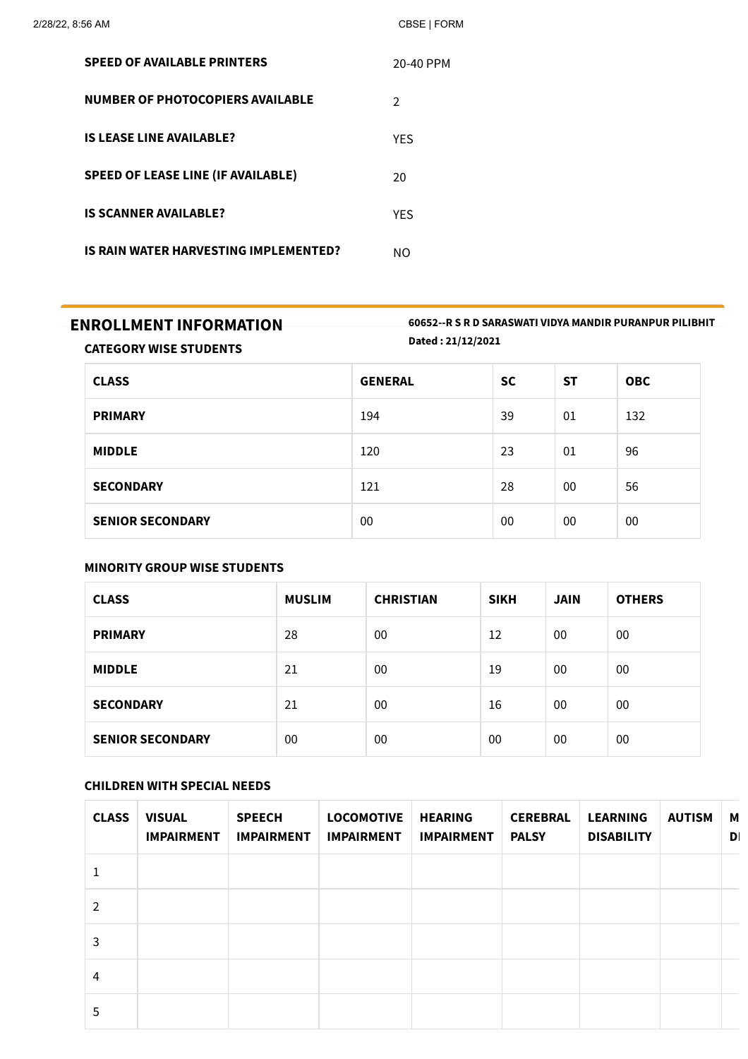| | |
|---|---|
| **SPEED OF AVAILABLE PRINTERS** | 20-40 PPM |
| **NUMBER OF PHOTOCOPIERS AVAILABLE** | 2 |
| **IS LEASE LINE AVAILABLE?** | YES |
| **SPEED OF LEASE LINE (IF AVAILABLE)** | 20 |
| **IS SCANNER AVAILABLE?** | YES |
| **IS RAIN WATER HARVESTING IMPLEMENTED?** | NO |

## ENROLLMENT INFORMATION

**60652--R S R D SARASWATI VIDYA MANDIR PURANPUR PILIBHIT**

**Dated : 21/12/2021**

### CATEGORY WISE STUDENTS

| CLASS | GENERAL | SC | ST | OBC |
|---|---|---|---|---|
| **PRIMARY** | 194 | 39 | 01 | 132 |
| **MIDDLE** | 120 | 23 | 01 | 96 |
| **SECONDARY** | 121 | 28 | 00 | 56 |
| **SENIOR SECONDARY** | 00 | 00 | 00 | 00 |

### MINORITY GROUP WISE STUDENTS

| CLASS | MUSLIM | CHRISTIAN | SIKH | JAIN | OTHERS |
|---|---|---|---|---|---|
| **PRIMARY** | 28 | 00 | 12 | 00 | 00 |
| **MIDDLE** | 21 | 00 | 19 | 00 | 00 |
| **SECONDARY** | 21 | 00 | 16 | 00 | 00 |
| **SENIOR SECONDARY** | 00 | 00 | 00 | 00 | 00 |

### CHILDREN WITH SPECIAL NEEDS

| CLASS | VISUAL IMPAIRMENT | SPEECH IMPAIRMENT | LOCOMOTIVE IMPAIRMENT | HEARING IMPAIRMENT | CEREBRAL PALSY | LEARNING DISABILITY | AUTISM | M DI |
|---|---|---|---|---|---|---|---|---|
| 1 | | | | | | | | |
| 2 | | | | | | | | |
| 3 | | | | | | | | |
| 4 | | | | | | | | |
| 5 | | | | | | | | |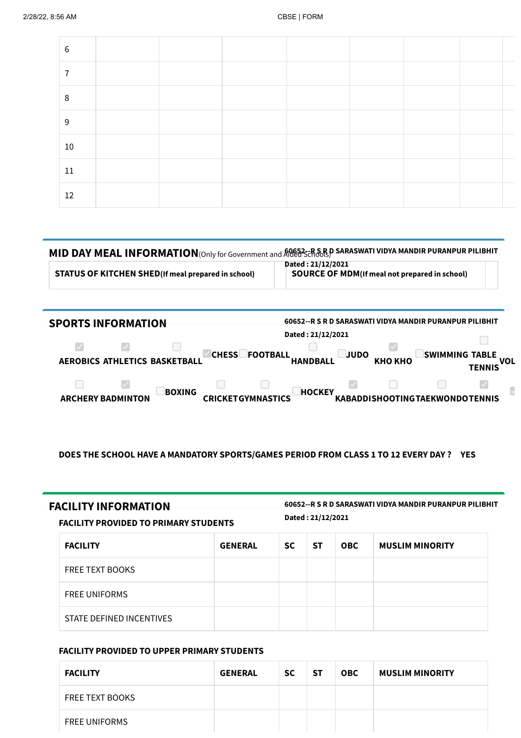| 6 | | | | | | | | |
|---|---|---|---|---|---|---|---|---|
| 7 | | | | | | | | |
| 8 | | | | | | | | |
| 9 | | | | | | | | |
| 10 | | | | | | | | |
| 11 | | | | | | | | |
| 12 | | | | | | | | |

## MID DAY MEAL INFORMATION (Only for Government and Aided Schools)

**60652--R S R D SARASWATI VIDYA MANDIR PURANPUR PILIBHIT**

**Dated : 21/12/2021**

| **STATUS OF KITCHEN SHED** (If meal prepared in school) | | **SOURCE OF MDM** (If meal not prepared in school) | |
|---|---|---|---|

## SPORTS INFORMATION

**60652--R S R D SARASWATI VIDYA MANDIR PURANPUR PILIBHIT**

**Dated : 21/12/2021**

- [x] AEROBICS
- [x] ATHLETICS
- [ ] BASKETBALL
- [x] CHESS
- [ ] FOOTBALL
- [ ] HANDBALL
- [ ] JUDO
- [x] KHO KHO
- [ ] SWIMMING
- [ ] TABLE TENNIS
- VOL
- [ ] ARCHERY
- [x] BADMINTON
- [ ] BOXING
- [ ] CRICKET
- [ ] GYMNASTICS
- [ ] HOCKEY
- [x] KABADDI
- [ ] SHOOTING
- [ ] TAEKWONDO
- [x] TENNIS

**DOES THE SCHOOL HAVE A MANDATORY SPORTS/GAMES PERIOD FROM CLASS 1 TO 12 EVERY DAY ? YES**

## FACILITY INFORMATION

**60652--R S R D SARASWATI VIDYA MANDIR PURANPUR PILIBHIT**

**Dated : 21/12/2021**

### FACILITY PROVIDED TO PRIMARY STUDENTS

| FACILITY | GENERAL | SC | ST | OBC | MUSLIM MINORITY |
|---|---|---|---|---|---|
| FREE TEXT BOOKS | | | | | |
| FREE UNIFORMS | | | | | |
| STATE DEFINED INCENTIVES | | | | | |

### FACILITY PROVIDED TO UPPER PRIMARY STUDENTS

| FACILITY | GENERAL | SC | ST | OBC | MUSLIM MINORITY |
|---|---|---|---|---|---|
| FREE TEXT BOOKS | | | | | |
| FREE UNIFORMS | | | | | |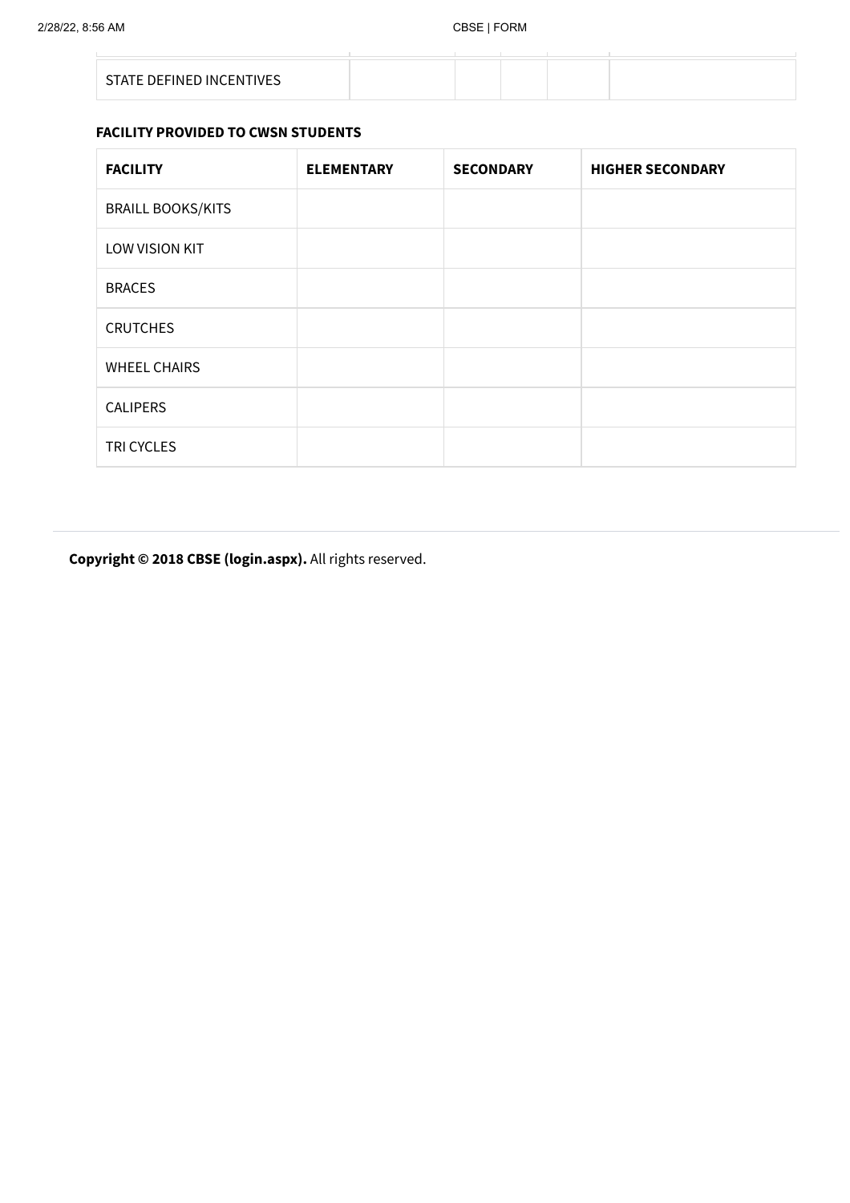| | | | | | |
|---|---|---|---|---|---|
| STATE DEFINED INCENTIVES | | | | | |

**FACILITY PROVIDED TO CWSN STUDENTS**

| FACILITY | ELEMENTARY | SECONDARY | HIGHER SECONDARY |
|---|---|---|---|
| BRAILL BOOKS/KITS | | | |
| LOW VISION KIT | | | |
| BRACES | | | |
| CRUTCHES | | | |
| WHEEL CHAIRS | | | |
| CALIPERS | | | |
| TRI CYCLES | | | |

**Copyright © 2018 CBSE (login.aspx).** All rights reserved.